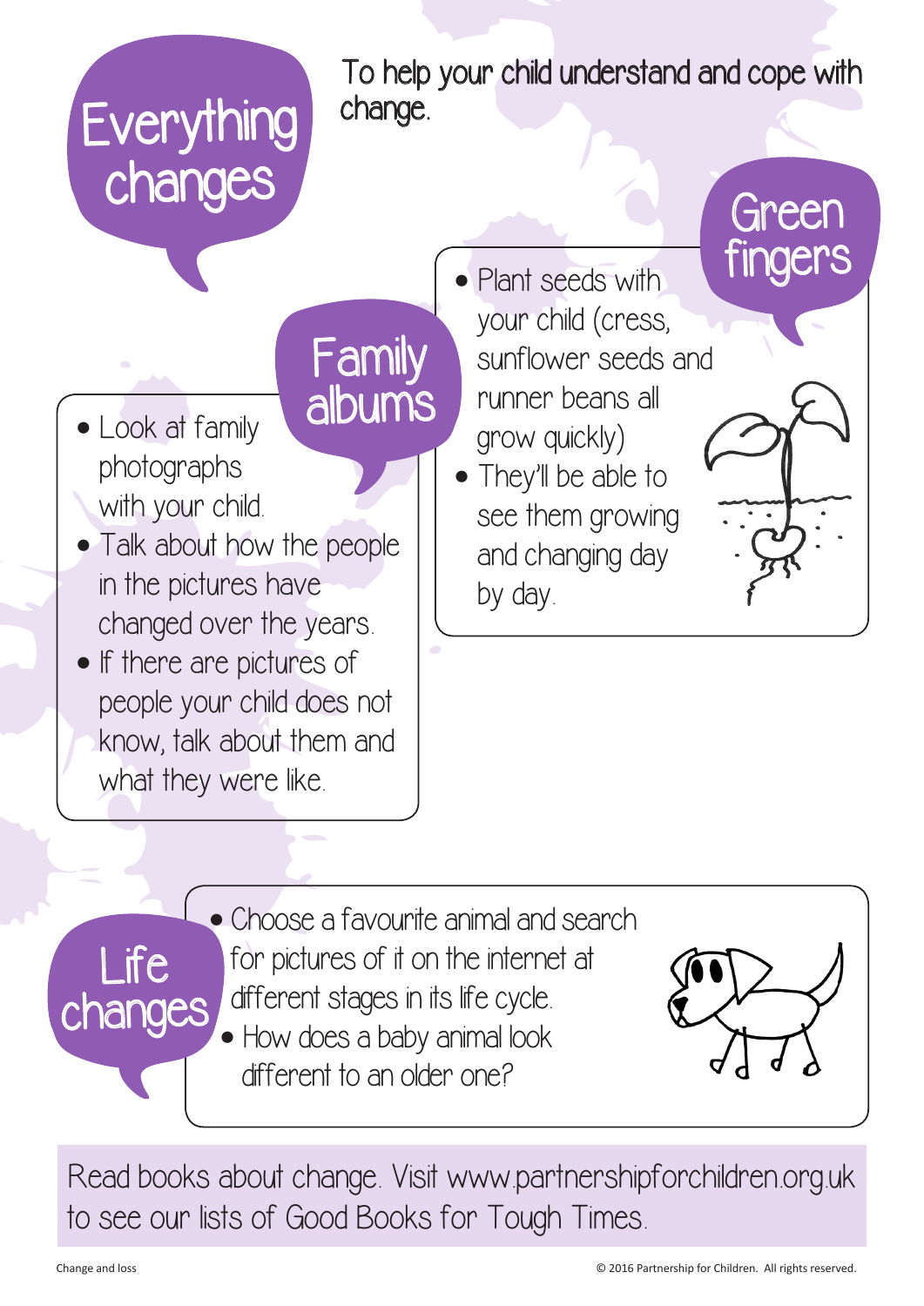# Everything changes

To help your child understand and cope with change.

## Family albums

- Look at family photographs with your child.
- Talk about how the people in the pictures have changed over the years.
- If there are pictures of people your child does not know, talk about them and what they were like.

## Green fingers

- Plant seeds with your child (cress, sunflower seeds and runner beans all grow quickly)
- They'll be able to see them growing and changing day by day.

## Life changes

- Choose a favourite animal and search for pictures of it on the internet at different stages in its life cycle.
- How does a baby animal look different to an older one?

Read books about change. Visit www.partnershipforchildren.org.uk to see our lists of Good Books for Tough Times.

Change and loss

© 2016 Partnership for Children. All rights reserved.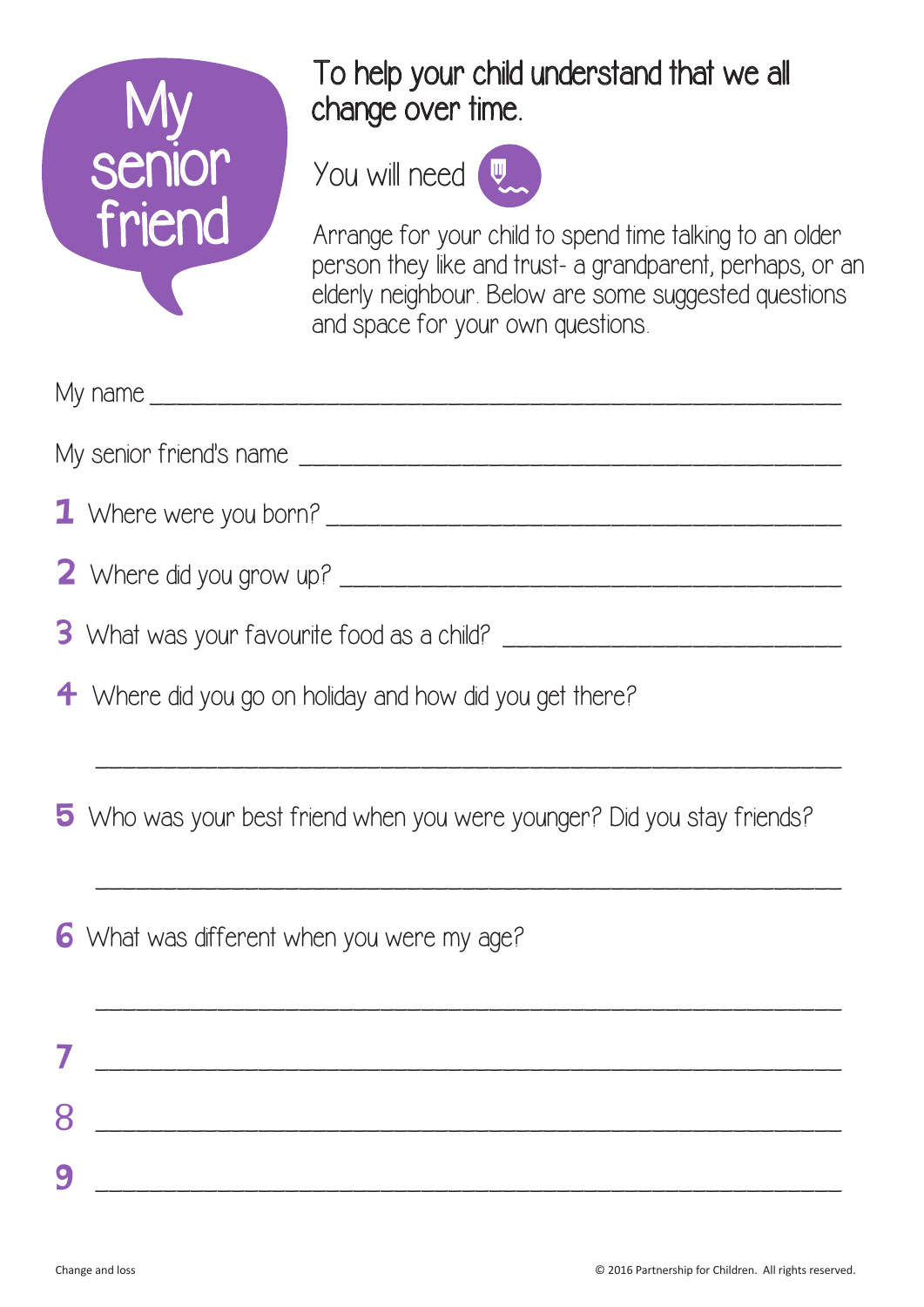# My senior friend

## To help your child understand that we all change over time.

You will need

Arrange for your child to spend time talking to an older person they like and trust- a grandparent, perhaps, or an elderly neighbour. Below are some suggested questions and space for your own questions.

My name ________________________________________________

My senior friend's name ________________________________________

**1** Where were you born? _________________________________________

**2** Where did you grow up? ________________________________________

**3** What was your favourite food as a child? ____________________________

**4** Where did you go on holiday and how did you get there?

________________________________________________________________

**5** Who was your best friend when you were younger? Did you stay friends?

________________________________________________________________

**6** What was different when you were my age?

________________________________________________________________

**7** ______________________________________________________________

**8** ______________________________________________________________

**9** ______________________________________________________________

Change and loss

© 2016 Partnership for Children. All rights reserved.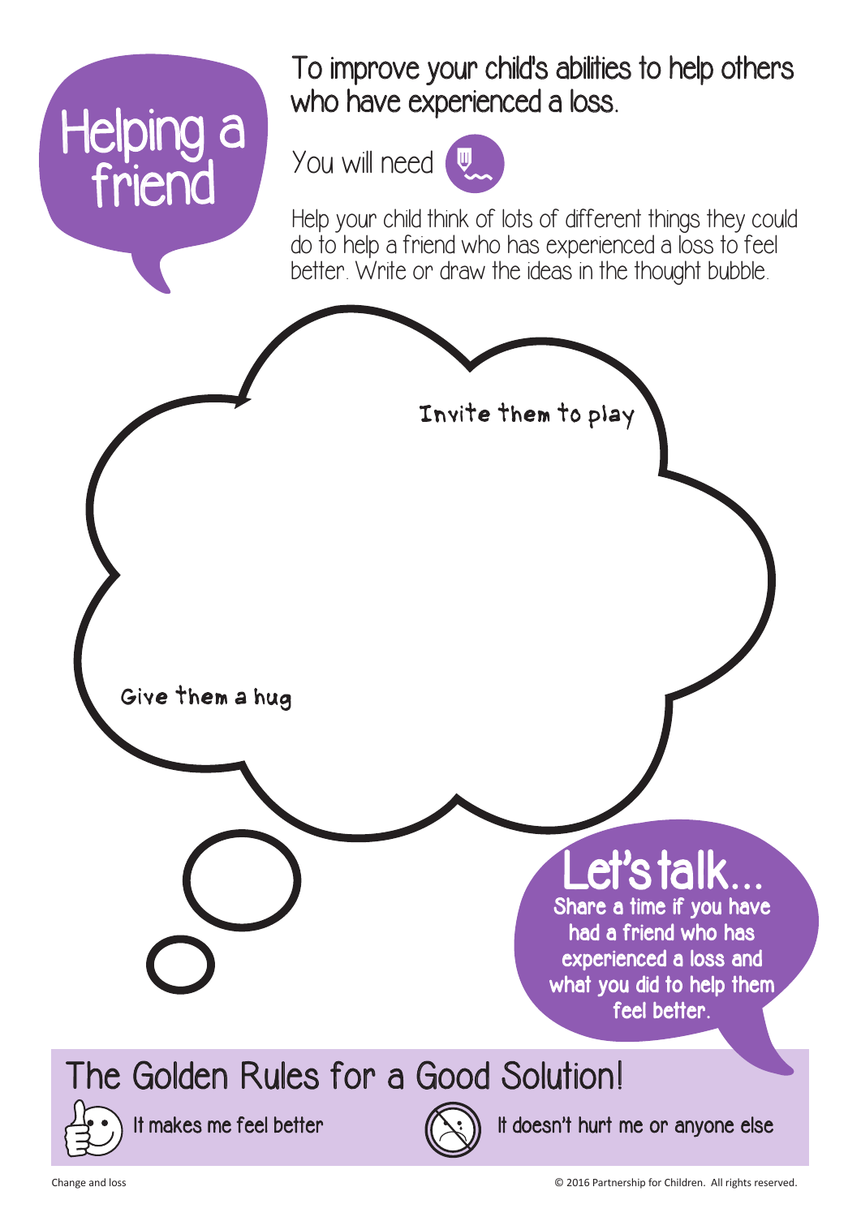# Helping a friend

To improve your child's abilities to help others who have experienced a loss.

You will need

Help your child think of lots of different things they could do to help a friend who has experienced a loss to feel better. Write or draw the ideas in the thought bubble.

Invite them to play

Give them a hug

## Let's talk...

Share a time if you have had a friend who has experienced a loss and what you did to help them feel better.

## The Golden Rules for a Good Solution!

- It makes me feel better
- It doesn't hurt me or anyone else

Change and loss

© 2016 Partnership for Children. All rights reserved.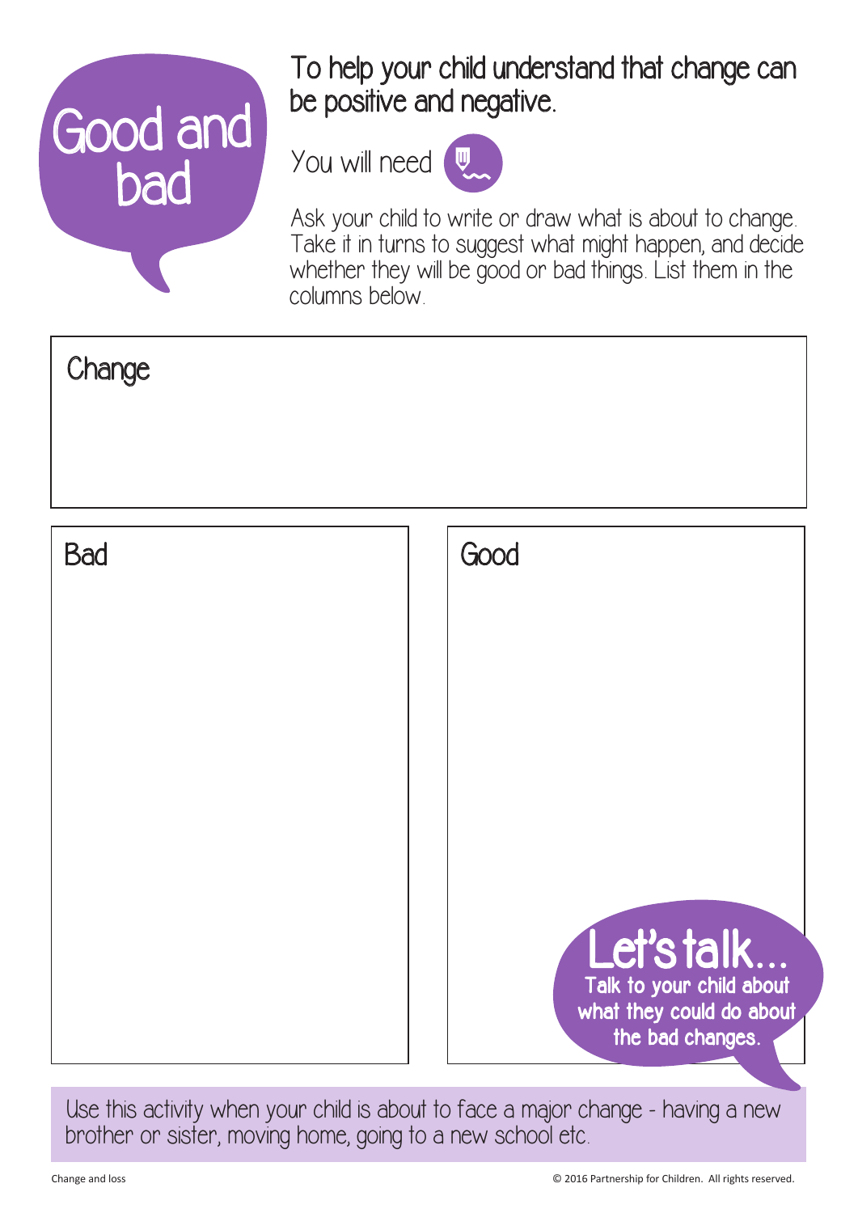# Good and bad

## To help your child understand that change can be positive and negative.

You will need

Ask your child to write or draw what is about to change. Take it in turns to suggest what might happen, and decide whether they will be good or bad things. List them in the columns below.

**Change**

| Bad | Good |
| --- | --- |
| | |

**Let's talk...**

Talk to your child about what they could do about the bad changes.

Use this activity when your child is about to face a major change - having a new brother or sister, moving home, going to a new school etc.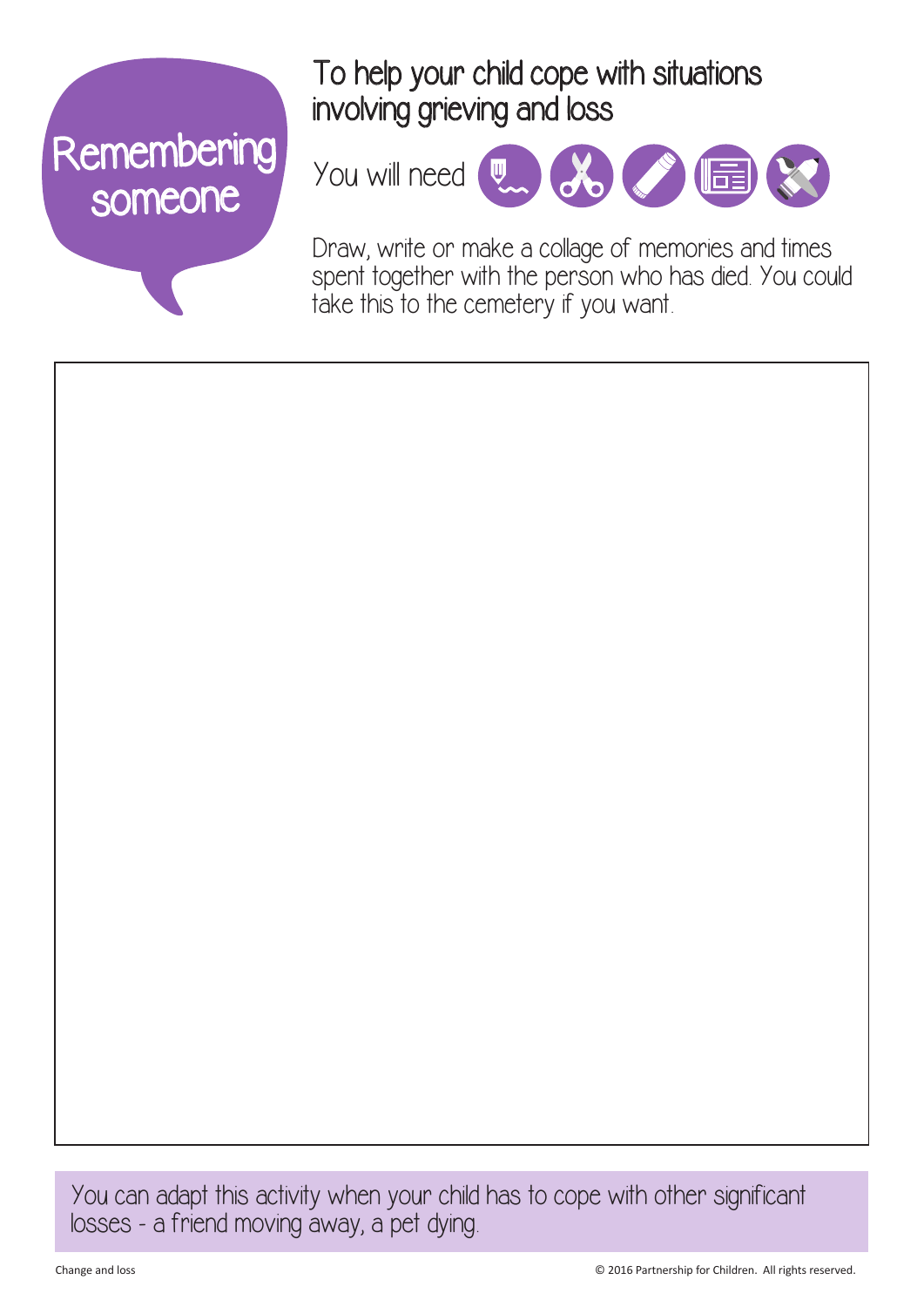# Remembering someone

## To help your child cope with situations involving grieving and loss

You will need

Draw, write or make a collage of memories and times spent together with the person who has died. You could take this to the cemetery if you want.

You can adapt this activity when your child has to cope with other significant losses - a friend moving away, a pet dying.

Change and loss

© 2016 Partnership for Children. All rights reserved.